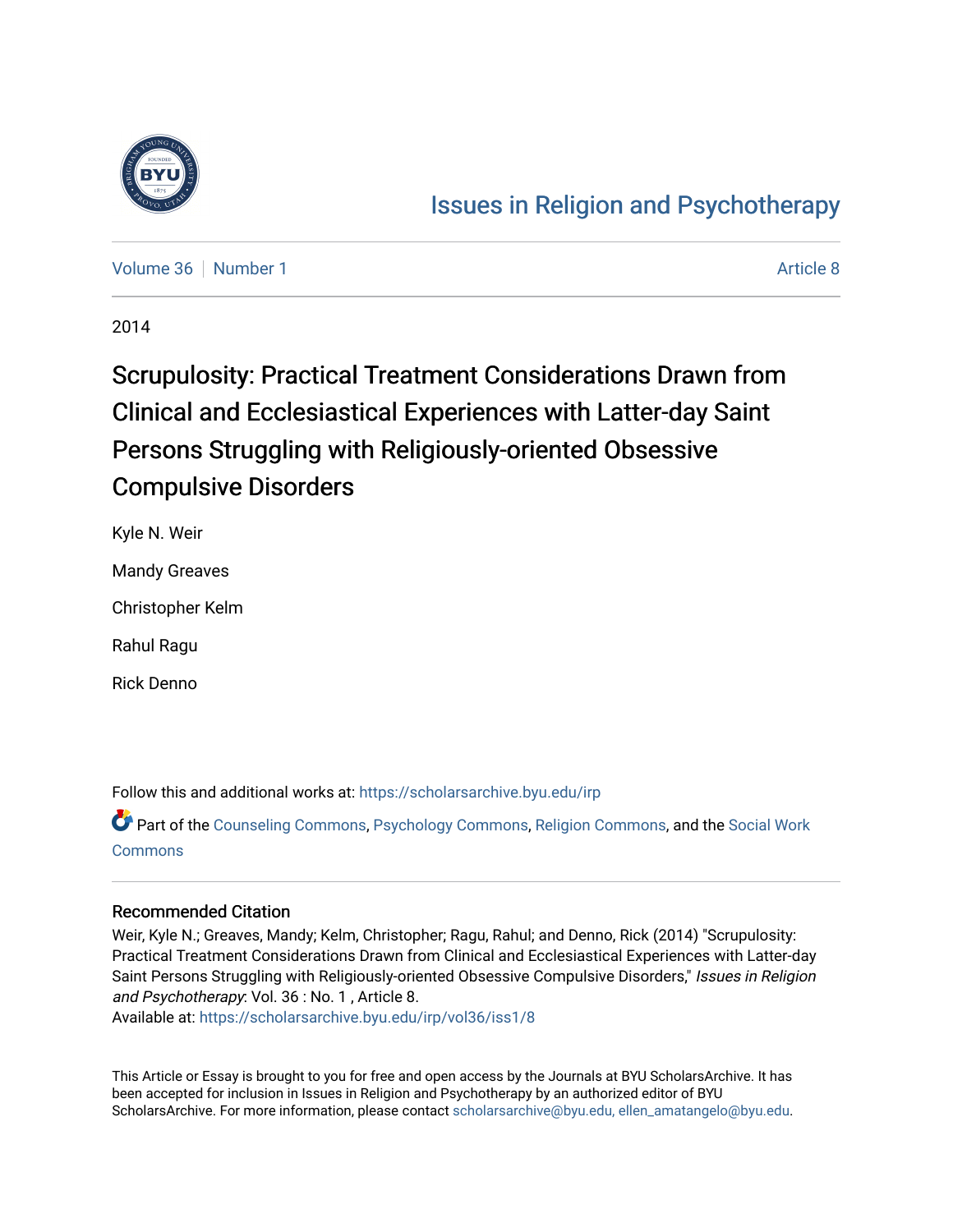# Issues in Religion and Psychotherapy

Volume 36 | Number 1 | Article 8

2014

# Scrupulosity: Practical Treatment Considerations Drawn from Clinical and Ecclesiastical Experiences with Latter-day Saint Persons Struggling with Religiously-oriented Obsessive Compulsive Disorders

Kyle N. Weir

Mandy Greaves

Christopher Kelm

Rahul Ragu

Rick Denno

Follow this and additional works at: https://scholarsarchive.byu.edu/irp

Part of the Counseling Commons, Psychology Commons, Religion Commons, and the Social Work Commons

## Recommended Citation

Weir, Kyle N.; Greaves, Mandy; Kelm, Christopher; Ragu, Rahul; and Denno, Rick (2014) "Scrupulosity: Practical Treatment Considerations Drawn from Clinical and Ecclesiastical Experiences with Latter-day Saint Persons Struggling with Religiously-oriented Obsessive Compulsive Disorders," *Issues in Religion and Psychotherapy*: Vol. 36 : No. 1 , Article 8.
Available at: https://scholarsarchive.byu.edu/irp/vol36/iss1/8

This Article or Essay is brought to you for free and open access by the Journals at BYU ScholarsArchive. It has been accepted for inclusion in Issues in Religion and Psychotherapy by an authorized editor of BYU ScholarsArchive. For more information, please contact scholarsarchive@byu.edu, ellen_amatangelo@byu.edu.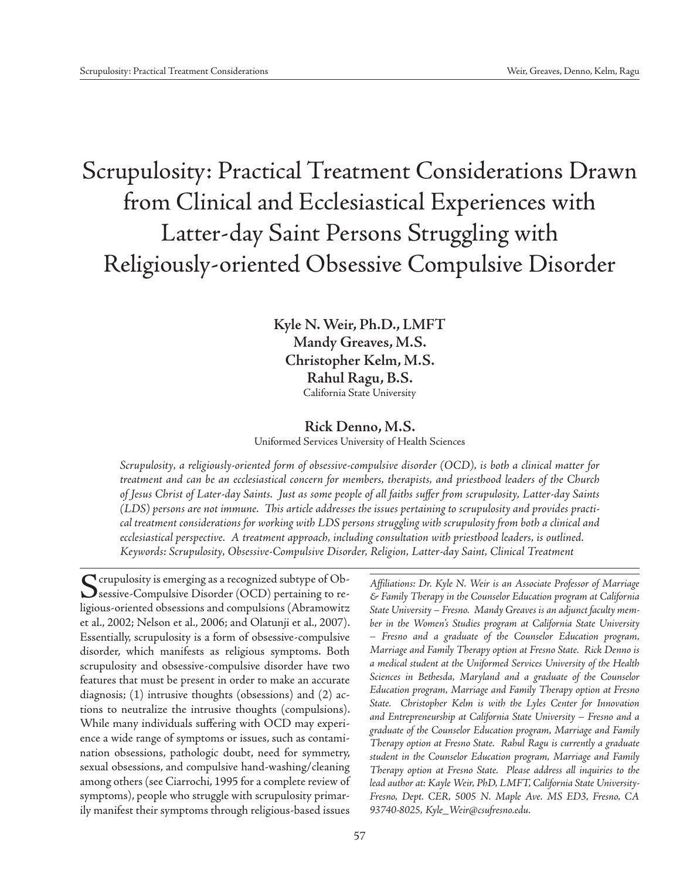# Scrupulosity: Practical Treatment Considerations Drawn from Clinical and Ecclesiastical Experiences with Latter-day Saint Persons Struggling with Religiously-oriented Obsessive Compulsive Disorder

**Kyle N. Weir, Ph.D., LMFT**
**Mandy Greaves, M.S.**
**Christopher Kelm, M.S.**
**Rahul Ragu, B.S.**
California State University

**Rick Denno, M.S.**
Uniformed Services University of Health Sciences

*Scrupulosity, a religiously-oriented form of obsessive-compulsive disorder (OCD), is both a clinical matter for treatment and can be an ecclesiastical concern for members, therapists, and priesthood leaders of the Church of Jesus Christ of Later-day Saints. Just as some people of all faiths suffer from scrupulosity, Latter-day Saints (LDS) persons are not immune. This article addresses the issues pertaining to scrupulosity and provides practical treatment considerations for working with LDS persons struggling with scrupulosity from both a clinical and ecclesiastical perspective. A treatment approach, including consultation with priesthood leaders, is outlined. Keywords: Scrupulosity, Obsessive-Compulsive Disorder, Religion, Latter-day Saint, Clinical Treatment*

Scrupulosity is emerging as a recognized subtype of Obsessive-Compulsive Disorder (OCD) pertaining to religious-oriented obsessions and compulsions (Abramowitz et al., 2002; Nelson et al., 2006; and Olatunji et al., 2007). Essentially, scrupulosity is a form of obsessive-compulsive disorder, which manifests as religious symptoms. Both scrupulosity and obsessive-compulsive disorder have two features that must be present in order to make an accurate diagnosis; (1) intrusive thoughts (obsessions) and (2) actions to neutralize the intrusive thoughts (compulsions). While many individuals suffering with OCD may experience a wide range of symptoms or issues, such as contamination obsessions, pathologic doubt, need for symmetry, sexual obsessions, and compulsive hand-washing/cleaning among others (see Ciarrochi, 1995 for a complete review of symptoms), people who struggle with scrupulosity primarily manifest their symptoms through religious-based issues

*Affiliations: Dr. Kyle N. Weir is an Associate Professor of Marriage & Family Therapy in the Counselor Education program at California State University – Fresno. Mandy Greaves is an adjunct faculty member in the Women's Studies program at California State University – Fresno and a graduate of the Counselor Education program, Marriage and Family Therapy option at Fresno State. Rick Denno is a medical student at the Uniformed Services University of the Health Sciences in Bethesda, Maryland and a graduate of the Counselor Education program, Marriage and Family Therapy option at Fresno State. Christopher Kelm is with the Lyles Center for Innovation and Entrepreneurship at California State University – Fresno and a graduate of the Counselor Education program, Marriage and Family Therapy option at Fresno State. Rahul Ragu is currently a graduate student in the Counselor Education program, Marriage and Family Therapy option at Fresno State. Please address all inquiries to the lead author at: Kayle Weir, PhD, LMFT, California State University-Fresno, Dept. CER, 5005 N. Maple Ave. MS ED3, Fresno, CA 93740-8025, Kyle_Weir@csufresno.edu.*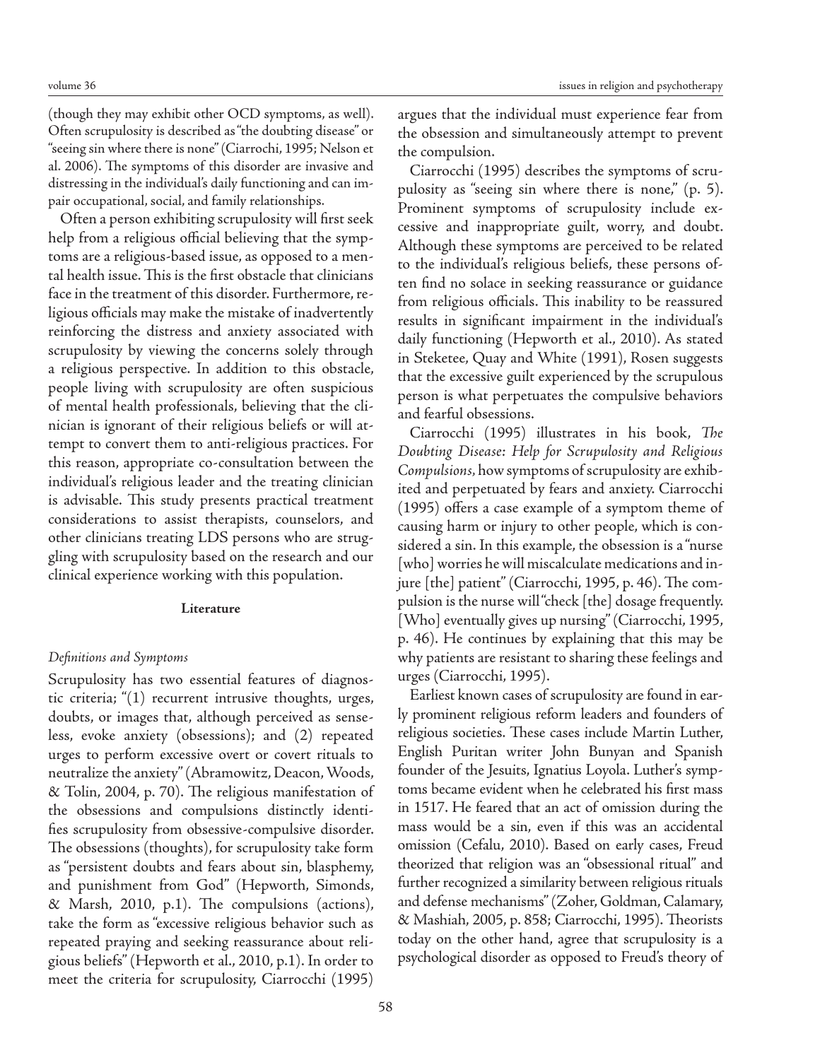(though they may exhibit other OCD symptoms, as well). Often scrupulosity is described as "the doubting disease" or "seeing sin where there is none" (Ciarrochi, 1995; Nelson et al. 2006). The symptoms of this disorder are invasive and distressing in the individual's daily functioning and can impair occupational, social, and family relationships.

Often a person exhibiting scrupulosity will first seek help from a religious official believing that the symptoms are a religious-based issue, as opposed to a mental health issue. This is the first obstacle that clinicians face in the treatment of this disorder. Furthermore, religious officials may make the mistake of inadvertently reinforcing the distress and anxiety associated with scrupulosity by viewing the concerns solely through a religious perspective. In addition to this obstacle, people living with scrupulosity are often suspicious of mental health professionals, believing that the clinician is ignorant of their religious beliefs or will attempt to convert them to anti-religious practices. For this reason, appropriate co-consultation between the individual's religious leader and the treating clinician is advisable. This study presents practical treatment considerations to assist therapists, counselors, and other clinicians treating LDS persons who are struggling with scrupulosity based on the research and our clinical experience working with this population.

## Literature

### *Definitions and Symptoms*

Scrupulosity has two essential features of diagnostic criteria; "(1) recurrent intrusive thoughts, urges, doubts, or images that, although perceived as senseless, evoke anxiety (obsessions); and (2) repeated urges to perform excessive overt or covert rituals to neutralize the anxiety" (Abramowitz, Deacon, Woods, & Tolin, 2004, p. 70). The religious manifestation of the obsessions and compulsions distinctly identifies scrupulosity from obsessive-compulsive disorder. The obsessions (thoughts), for scrupulosity take form as "persistent doubts and fears about sin, blasphemy, and punishment from God" (Hepworth, Simonds, & Marsh, 2010, p.1). The compulsions (actions), take the form as "excessive religious behavior such as repeated praying and seeking reassurance about religious beliefs" (Hepworth et al., 2010, p.1). In order to meet the criteria for scrupulosity, Ciarrocchi (1995) argues that the individual must experience fear from the obsession and simultaneously attempt to prevent the compulsion.

Ciarrocchi (1995) describes the symptoms of scrupulosity as "seeing sin where there is none," (p. 5). Prominent symptoms of scrupulosity include excessive and inappropriate guilt, worry, and doubt. Although these symptoms are perceived to be related to the individual's religious beliefs, these persons often find no solace in seeking reassurance or guidance from religious officials. This inability to be reassured results in significant impairment in the individual's daily functioning (Hepworth et al., 2010). As stated in Steketee, Quay and White (1991), Rosen suggests that the excessive guilt experienced by the scrupulous person is what perpetuates the compulsive behaviors and fearful obsessions.

Ciarrocchi (1995) illustrates in his book, *The Doubting Disease: Help for Scrupulosity and Religious Compulsions*, how symptoms of scrupulosity are exhibited and perpetuated by fears and anxiety. Ciarrocchi (1995) offers a case example of a symptom theme of causing harm or injury to other people, which is considered a sin. In this example, the obsession is a "nurse [who] worries he will miscalculate medications and injure [the] patient" (Ciarrocchi, 1995, p. 46). The compulsion is the nurse will "check [the] dosage frequently. [Who] eventually gives up nursing" (Ciarrocchi, 1995, p. 46). He continues by explaining that this may be why patients are resistant to sharing these feelings and urges (Ciarrocchi, 1995).

Earliest known cases of scrupulosity are found in early prominent religious reform leaders and founders of religious societies. These cases include Martin Luther, English Puritan writer John Bunyan and Spanish founder of the Jesuits, Ignatius Loyola. Luther's symptoms became evident when he celebrated his first mass in 1517. He feared that an act of omission during the mass would be a sin, even if this was an accidental omission (Cefalu, 2010). Based on early cases, Freud theorized that religion was an "obsessional ritual" and further recognized a similarity between religious rituals and defense mechanisms" (Zoher, Goldman, Calamary, & Mashiah, 2005, p. 858; Ciarrocchi, 1995). Theorists today on the other hand, agree that scrupulosity is a psychological disorder as opposed to Freud's theory of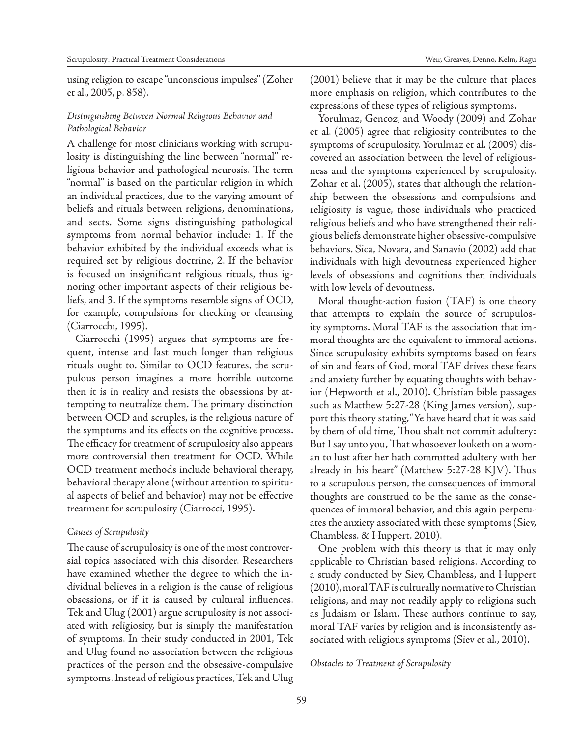using religion to escape "unconscious impulses" (Zoher et al., 2005, p. 858).

### *Distinguishing Between Normal Religious Behavior and Pathological Behavior*

A challenge for most clinicians working with scrupulosity is distinguishing the line between "normal" religious behavior and pathological neurosis. The term "normal" is based on the particular religion in which an individual practices, due to the varying amount of beliefs and rituals between religions, denominations, and sects. Some signs distinguishing pathological symptoms from normal behavior include: 1. If the behavior exhibited by the individual exceeds what is required set by religious doctrine, 2. If the behavior is focused on insignificant religious rituals, thus ignoring other important aspects of their religious beliefs, and 3. If the symptoms resemble signs of OCD, for example, compulsions for checking or cleansing (Ciarrocchi, 1995).

Ciarrocchi (1995) argues that symptoms are frequent, intense and last much longer than religious rituals ought to. Similar to OCD features, the scrupulous person imagines a more horrible outcome then it is in reality and resists the obsessions by attempting to neutralize them. The primary distinction between OCD and scruples, is the religious nature of the symptoms and its effects on the cognitive process. The efficacy for treatment of scrupulosity also appears more controversial then treatment for OCD. While OCD treatment methods include behavioral therapy, behavioral therapy alone (without attention to spiritual aspects of belief and behavior) may not be effective treatment for scrupulosity (Ciarrocci, 1995).

### *Causes of Scrupulosity*

The cause of scrupulosity is one of the most controversial topics associated with this disorder. Researchers have examined whether the degree to which the individual believes in a religion is the cause of religious obsessions, or if it is caused by cultural influences. Tek and Ulug (2001) argue scrupulosity is not associated with religiosity, but is simply the manifestation of symptoms. In their study conducted in 2001, Tek and Ulug found no association between the religious practices of the person and the obsessive-compulsive symptoms. Instead of religious practices, Tek and Ulug (2001) believe that it may be the culture that places more emphasis on religion, which contributes to the expressions of these types of religious symptoms.

Yorulmaz, Gencoz, and Woody (2009) and Zohar et al. (2005) agree that religiosity contributes to the symptoms of scrupulosity. Yorulmaz et al. (2009) discovered an association between the level of religiousness and the symptoms experienced by scrupulosity. Zohar et al. (2005), states that although the relationship between the obsessions and compulsions and religiosity is vague, those individuals who practiced religious beliefs and who have strengthened their religious beliefs demonstrate higher obsessive-compulsive behaviors. Sica, Novara, and Sanavio (2002) add that individuals with high devoutness experienced higher levels of obsessions and cognitions then individuals with low levels of devoutness.

Moral thought-action fusion (TAF) is one theory that attempts to explain the source of scrupulosity symptoms. Moral TAF is the association that immoral thoughts are the equivalent to immoral actions. Since scrupulosity exhibits symptoms based on fears of sin and fears of God, moral TAF drives these fears and anxiety further by equating thoughts with behavior (Hepworth et al., 2010). Christian bible passages such as Matthew 5:27-28 (King James version), support this theory stating, "Ye have heard that it was said by them of old time, Thou shalt not commit adultery: But I say unto you, That whosoever looketh on a woman to lust after her hath committed adultery with her already in his heart" (Matthew 5:27-28 KJV). Thus to a scrupulous person, the consequences of immoral thoughts are construed to be the same as the consequences of immoral behavior, and this again perpetuates the anxiety associated with these symptoms (Siev, Chambless, & Huppert, 2010).

One problem with this theory is that it may only applicable to Christian based religions. According to a study conducted by Siev, Chambless, and Huppert (2010), moral TAF is culturally normative to Christian religions, and may not readily apply to religions such as Judaism or Islam. These authors continue to say, moral TAF varies by religion and is inconsistently associated with religious symptoms (Siev et al., 2010).

### *Obstacles to Treatment of Scrupulosity*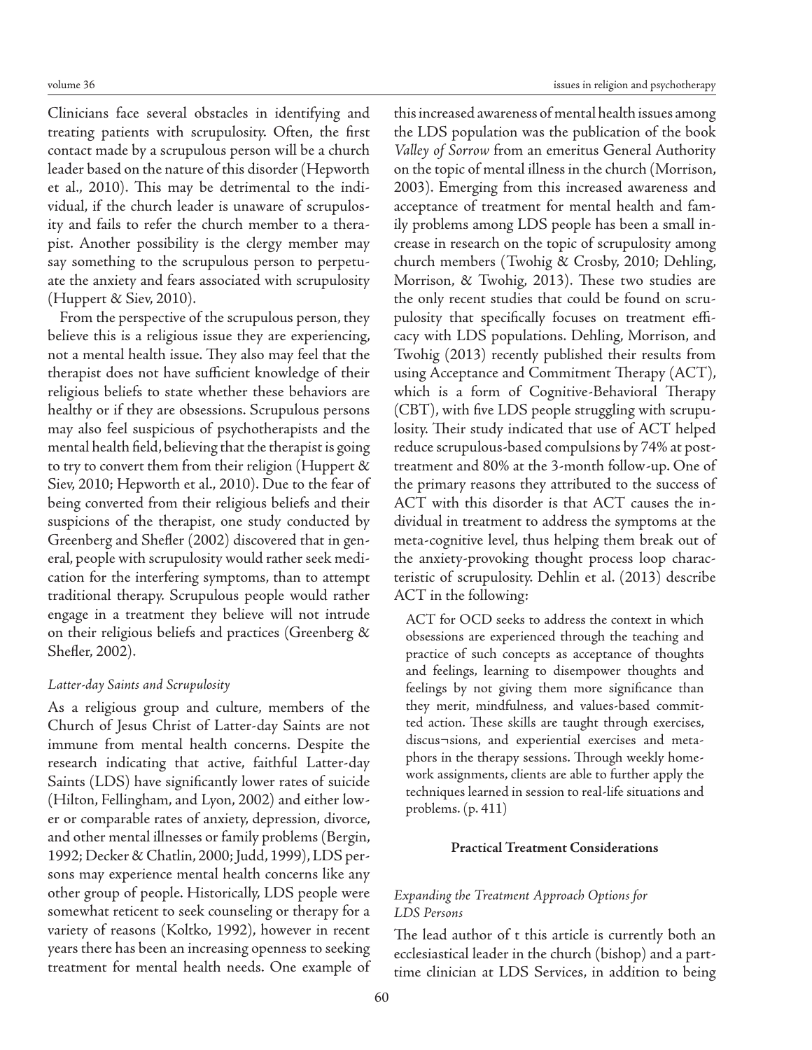Clinicians face several obstacles in identifying and treating patients with scrupulosity. Often, the first contact made by a scrupulous person will be a church leader based on the nature of this disorder (Hepworth et al., 2010). This may be detrimental to the individual, if the church leader is unaware of scrupulosity and fails to refer the church member to a therapist. Another possibility is the clergy member may say something to the scrupulous person to perpetuate the anxiety and fears associated with scrupulosity (Huppert & Siev, 2010).

From the perspective of the scrupulous person, they believe this is a religious issue they are experiencing, not a mental health issue. They also may feel that the therapist does not have sufficient knowledge of their religious beliefs to state whether these behaviors are healthy or if they are obsessions. Scrupulous persons may also feel suspicious of psychotherapists and the mental health field, believing that the therapist is going to try to convert them from their religion (Huppert & Siev, 2010; Hepworth et al., 2010). Due to the fear of being converted from their religious beliefs and their suspicions of the therapist, one study conducted by Greenberg and Shefler (2002) discovered that in general, people with scrupulosity would rather seek medication for the interfering symptoms, than to attempt traditional therapy. Scrupulous people would rather engage in a treatment they believe will not intrude on their religious beliefs and practices (Greenberg & Shefler, 2002).

### *Latter-day Saints and Scrupulosity*

As a religious group and culture, members of the Church of Jesus Christ of Latter-day Saints are not immune from mental health concerns. Despite the research indicating that active, faithful Latter-day Saints (LDS) have significantly lower rates of suicide (Hilton, Fellingham, and Lyon, 2002) and either lower or comparable rates of anxiety, depression, divorce, and other mental illnesses or family problems (Bergin, 1992; Decker & Chatlin, 2000; Judd, 1999), LDS persons may experience mental health concerns like any other group of people. Historically, LDS people were somewhat reticent to seek counseling or therapy for a variety of reasons (Koltko, 1992), however in recent years there has been an increasing openness to seeking treatment for mental health needs. One example of this increased awareness of mental health issues among the LDS population was the publication of the book *Valley of Sorrow* from an emeritus General Authority on the topic of mental illness in the church (Morrison, 2003). Emerging from this increased awareness and acceptance of treatment for mental health and family problems among LDS people has been a small increase in research on the topic of scrupulosity among church members (Twohig & Crosby, 2010; Dehling, Morrison, & Twohig, 2013). These two studies are the only recent studies that could be found on scrupulosity that specifically focuses on treatment efficacy with LDS populations. Dehling, Morrison, and Twohig (2013) recently published their results from using Acceptance and Commitment Therapy (ACT), which is a form of Cognitive-Behavioral Therapy (CBT), with five LDS people struggling with scrupulosity. Their study indicated that use of ACT helped reduce scrupulous-based compulsions by 74% at post-treatment and 80% at the 3-month follow-up. One of the primary reasons they attributed to the success of ACT with this disorder is that ACT causes the individual in treatment to address the symptoms at the meta-cognitive level, thus helping them break out of the anxiety-provoking thought process loop characteristic of scrupulosity. Dehlin et al. (2013) describe ACT in the following:

> ACT for OCD seeks to address the context in which obsessions are experienced through the teaching and practice of such concepts as acceptance of thoughts and feelings, learning to disempower thoughts and feelings by not giving them more significance than they merit, mindfulness, and values-based committed action. These skills are taught through exercises, discus¬sions, and experiential exercises and metaphors in the therapy sessions. Through weekly homework assignments, clients are able to further apply the techniques learned in session to real-life situations and problems. (p. 411)

## Practical Treatment Considerations

### *Expanding the Treatment Approach Options for LDS Persons*

The lead author of t this article is currently both an ecclesiastical leader in the church (bishop) and a part-time clinician at LDS Services, in addition to being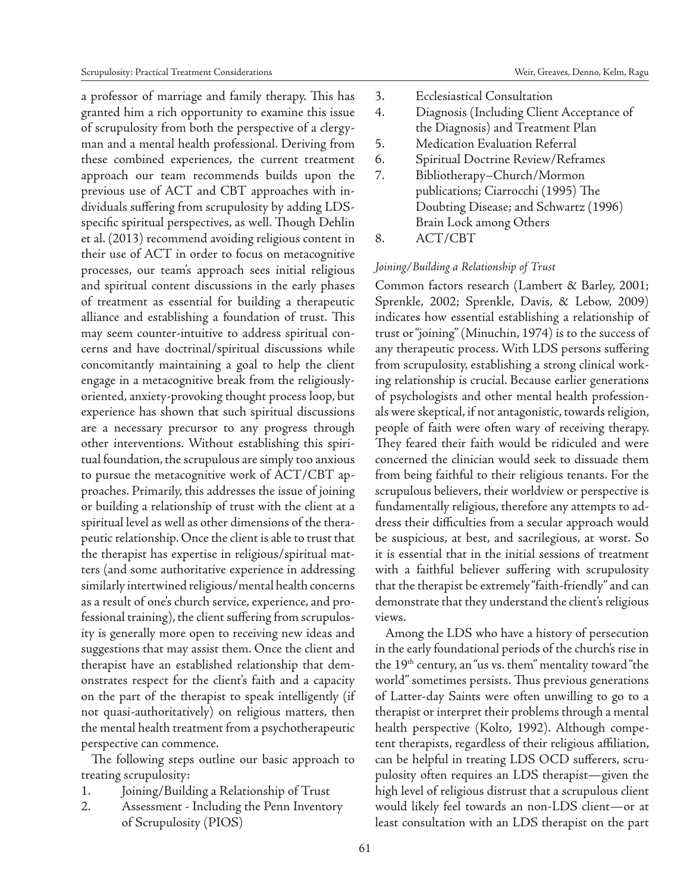a professor of marriage and family therapy. This has granted him a rich opportunity to examine this issue of scrupulosity from both the perspective of a clergyman and a mental health professional. Deriving from these combined experiences, the current treatment approach our team recommends builds upon the previous use of ACT and CBT approaches with individuals suffering from scrupulosity by adding LDS-specific spiritual perspectives, as well. Though Dehlin et al. (2013) recommend avoiding religious content in their use of ACT in order to focus on metacognitive processes, our team's approach sees initial religious and spiritual content discussions in the early phases of treatment as essential for building a therapeutic alliance and establishing a foundation of trust. This may seem counter-intuitive to address spiritual concerns and have doctrinal/spiritual discussions while concomitantly maintaining a goal to help the client engage in a metacognitive break from the religiously-oriented, anxiety-provoking thought process loop, but experience has shown that such spiritual discussions are a necessary precursor to any progress through other interventions. Without establishing this spiritual foundation, the scrupulous are simply too anxious to pursue the metacognitive work of ACT/CBT approaches. Primarily, this addresses the issue of joining or building a relationship of trust with the client at a spiritual level as well as other dimensions of the therapeutic relationship. Once the client is able to trust that the therapist has expertise in religious/spiritual matters (and some authoritative experience in addressing similarly intertwined religious/mental health concerns as a result of one's church service, experience, and professional training), the client suffering from scrupulosity is generally more open to receiving new ideas and suggestions that may assist them. Once the client and therapist have an established relationship that demonstrates respect for the client's faith and a capacity on the part of the therapist to speak intelligently (if not quasi-authoritatively) on religious matters, then the mental health treatment from a psychotherapeutic perspective can commence.

The following steps outline our basic approach to treating scrupulosity:

1. Joining/Building a Relationship of Trust
2. Assessment - Including the Penn Inventory of Scrupulosity (PIOS)
3. Ecclesiastical Consultation
4. Diagnosis (Including Client Acceptance of the Diagnosis) and Treatment Plan
5. Medication Evaluation Referral
6. Spiritual Doctrine Review/Reframes
7. Bibliotherapy–Church/Mormon publications; Ciarrocchi (1995) The Doubting Disease; and Schwartz (1996) Brain Lock among Others
8. ACT/CBT

*Joining/Building a Relationship of Trust*

Common factors research (Lambert & Barley, 2001; Sprenkle, 2002; Sprenkle, Davis, & Lebow, 2009) indicates how essential establishing a relationship of trust or "joining" (Minuchin, 1974) is to the success of any therapeutic process. With LDS persons suffering from scrupulosity, establishing a strong clinical working relationship is crucial. Because earlier generations of psychologists and other mental health professionals were skeptical, if not antagonistic, towards religion, people of faith were often wary of receiving therapy. They feared their faith would be ridiculed and were concerned the clinician would seek to dissuade them from being faithful to their religious tenants. For the scrupulous believers, their worldview or perspective is fundamentally religious, therefore any attempts to address their difficulties from a secular approach would be suspicious, at best, and sacrilegious, at worst. So it is essential that in the initial sessions of treatment with a faithful believer suffering with scrupulosity that the therapist be extremely "faith-friendly" and can demonstrate that they understand the client's religious views.

Among the LDS who have a history of persecution in the early foundational periods of the church's rise in the 19th century, an "us vs. them" mentality toward "the world" sometimes persists. Thus previous generations of Latter-day Saints were often unwilling to go to a therapist or interpret their problems through a mental health perspective (Kolto, 1992). Although competent therapists, regardless of their religious affiliation, can be helpful in treating LDS OCD sufferers, scrupulosity often requires an LDS therapist—given the high level of religious distrust that a scrupulous client would likely feel towards an non-LDS client—or at least consultation with an LDS therapist on the part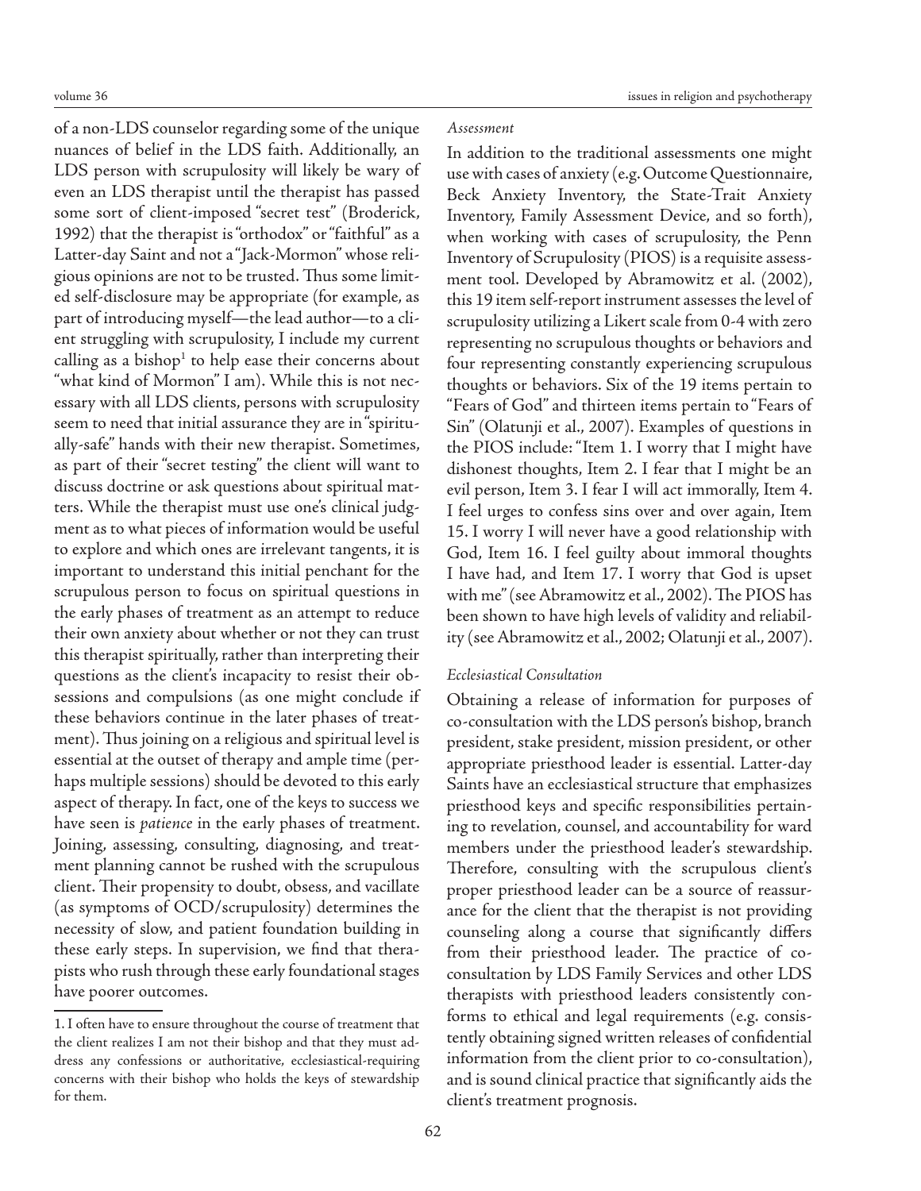of a non-LDS counselor regarding some of the unique nuances of belief in the LDS faith. Additionally, an LDS person with scrupulosity will likely be wary of even an LDS therapist until the therapist has passed some sort of client-imposed "secret test" (Broderick, 1992) that the therapist is "orthodox" or "faithful" as a Latter-day Saint and not a "Jack-Mormon" whose religious opinions are not to be trusted. Thus some limited self-disclosure may be appropriate (for example, as part of introducing myself—the lead author—to a client struggling with scrupulosity, I include my current calling as a bishop[1] to help ease their concerns about "what kind of Mormon" I am). While this is not necessary with all LDS clients, persons with scrupulosity seem to need that initial assurance they are in "spiritually-safe" hands with their new therapist. Sometimes, as part of their "secret testing" the client will want to discuss doctrine or ask questions about spiritual matters. While the therapist must use one's clinical judgment as to what pieces of information would be useful to explore and which ones are irrelevant tangents, it is important to understand this initial penchant for the scrupulous person to focus on spiritual questions in the early phases of treatment as an attempt to reduce their own anxiety about whether or not they can trust this therapist spiritually, rather than interpreting their questions as the client's incapacity to resist their obsessions and compulsions (as one might conclude if these behaviors continue in the later phases of treatment). Thus joining on a religious and spiritual level is essential at the outset of therapy and ample time (perhaps multiple sessions) should be devoted to this early aspect of therapy. In fact, one of the keys to success we have seen is *patience* in the early phases of treatment. Joining, assessing, consulting, diagnosing, and treatment planning cannot be rushed with the scrupulous client. Their propensity to doubt, obsess, and vacillate (as symptoms of OCD/scrupulosity) determines the necessity of slow, and patient foundation building in these early steps. In supervision, we find that therapists who rush through these early foundational stages have poorer outcomes.

### *Assessment*

In addition to the traditional assessments one might use with cases of anxiety (e.g. Outcome Questionnaire, Beck Anxiety Inventory, the State-Trait Anxiety Inventory, Family Assessment Device, and so forth), when working with cases of scrupulosity, the Penn Inventory of Scrupulosity (PIOS) is a requisite assessment tool. Developed by Abramowitz et al. (2002), this 19 item self-report instrument assesses the level of scrupulosity utilizing a Likert scale from 0-4 with zero representing no scrupulous thoughts or behaviors and four representing constantly experiencing scrupulous thoughts or behaviors. Six of the 19 items pertain to "Fears of God" and thirteen items pertain to "Fears of Sin" (Olatunji et al., 2007). Examples of questions in the PIOS include: "Item 1. I worry that I might have dishonest thoughts, Item 2. I fear that I might be an evil person, Item 3. I fear I will act immorally, Item 4. I feel urges to confess sins over and over again, Item 15. I worry I will never have a good relationship with God, Item 16. I feel guilty about immoral thoughts I have had, and Item 17. I worry that God is upset with me" (see Abramowitz et al., 2002). The PIOS has been shown to have high levels of validity and reliability (see Abramowitz et al., 2002; Olatunji et al., 2007).

### *Ecclesiastical Consultation*

Obtaining a release of information for purposes of co-consultation with the LDS person's bishop, branch president, stake president, mission president, or other appropriate priesthood leader is essential. Latter-day Saints have an ecclesiastical structure that emphasizes priesthood keys and specific responsibilities pertaining to revelation, counsel, and accountability for ward members under the priesthood leader's stewardship. Therefore, consulting with the scrupulous client's proper priesthood leader can be a source of reassurance for the client that the therapist is not providing counseling along a course that significantly differs from their priesthood leader. The practice of co-consultation by LDS Family Services and other LDS therapists with priesthood leaders consistently conforms to ethical and legal requirements (e.g. consistently obtaining signed written releases of confidential information from the client prior to co-consultation), and is sound clinical practice that significantly aids the client's treatment prognosis.

---

1. I often have to ensure throughout the course of treatment that the client realizes I am not their bishop and that they must address any confessions or authoritative, ecclesiastical-requiring concerns with their bishop who holds the keys of stewardship for them.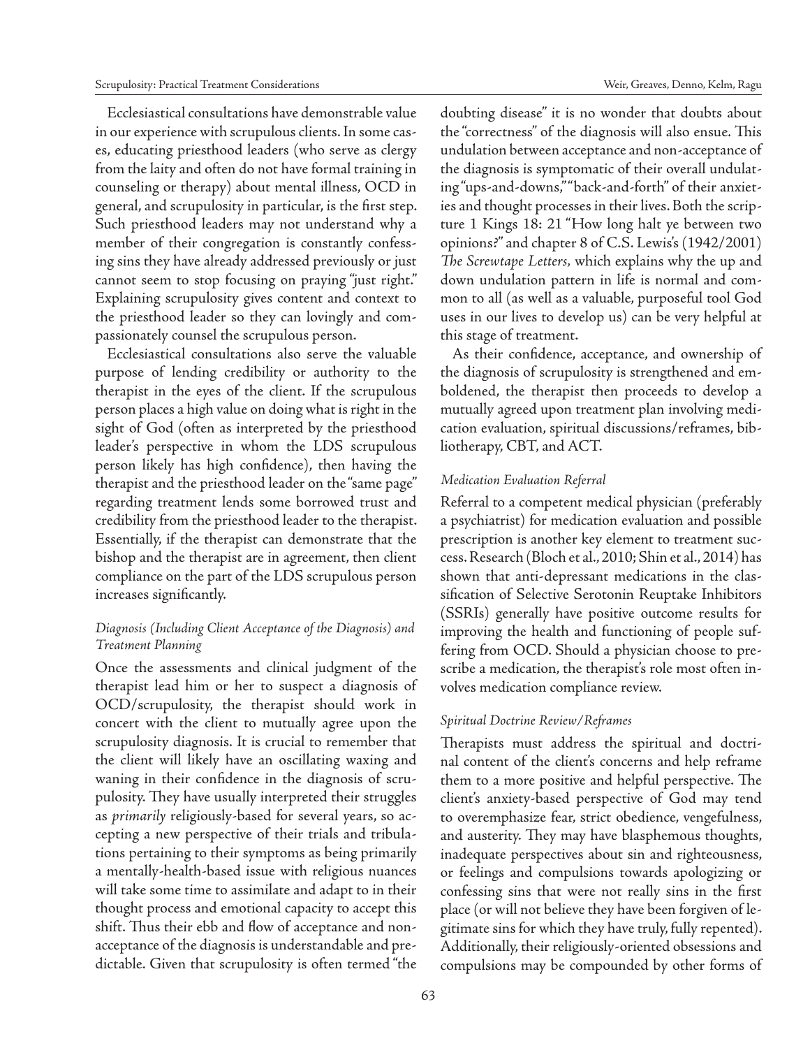Ecclesiastical consultations have demonstrable value in our experience with scrupulous clients. In some cases, educating priesthood leaders (who serve as clergy from the laity and often do not have formal training in counseling or therapy) about mental illness, OCD in general, and scrupulosity in particular, is the first step. Such priesthood leaders may not understand why a member of their congregation is constantly confessing sins they have already addressed previously or just cannot seem to stop focusing on praying "just right." Explaining scrupulosity gives content and context to the priesthood leader so they can lovingly and compassionately counsel the scrupulous person.

Ecclesiastical consultations also serve the valuable purpose of lending credibility or authority to the therapist in the eyes of the client. If the scrupulous person places a high value on doing what is right in the sight of God (often as interpreted by the priesthood leader's perspective in whom the LDS scrupulous person likely has high confidence), then having the therapist and the priesthood leader on the "same page" regarding treatment lends some borrowed trust and credibility from the priesthood leader to the therapist. Essentially, if the therapist can demonstrate that the bishop and the therapist are in agreement, then client compliance on the part of the LDS scrupulous person increases significantly.

### *Diagnosis (Including Client Acceptance of the Diagnosis) and Treatment Planning*

Once the assessments and clinical judgment of the therapist lead him or her to suspect a diagnosis of OCD/scrupulosity, the therapist should work in concert with the client to mutually agree upon the scrupulosity diagnosis. It is crucial to remember that the client will likely have an oscillating waxing and waning in their confidence in the diagnosis of scrupulosity. They have usually interpreted their struggles as *primarily* religiously-based for several years, so accepting a new perspective of their trials and tribulations pertaining to their symptoms as being primarily a mentally-health-based issue with religious nuances will take some time to assimilate and adapt to in their thought process and emotional capacity to accept this shift. Thus their ebb and flow of acceptance and non-acceptance of the diagnosis is understandable and predictable. Given that scrupulosity is often termed "the doubting disease" it is no wonder that doubts about the "correctness" of the diagnosis will also ensue. This undulation between acceptance and non-acceptance of the diagnosis is symptomatic of their overall undulating "ups-and-downs," "back-and-forth" of their anxieties and thought processes in their lives. Both the scripture 1 Kings 18: 21 "How long halt ye between two opinions?" and chapter 8 of C.S. Lewis's (1942/2001) *The Screwtape Letters*, which explains why the up and down undulation pattern in life is normal and common to all (as well as a valuable, purposeful tool God uses in our lives to develop us) can be very helpful at this stage of treatment.

As their confidence, acceptance, and ownership of the diagnosis of scrupulosity is strengthened and emboldened, the therapist then proceeds to develop a mutually agreed upon treatment plan involving medication evaluation, spiritual discussions/reframes, bibliotherapy, CBT, and ACT.

### *Medication Evaluation Referral*

Referral to a competent medical physician (preferably a psychiatrist) for medication evaluation and possible prescription is another key element to treatment success. Research (Bloch et al., 2010; Shin et al., 2014) has shown that anti-depressant medications in the classification of Selective Serotonin Reuptake Inhibitors (SSRIs) generally have positive outcome results for improving the health and functioning of people suffering from OCD. Should a physician choose to prescribe a medication, the therapist's role most often involves medication compliance review.

### *Spiritual Doctrine Review/Reframes*

Therapists must address the spiritual and doctrinal content of the client's concerns and help reframe them to a more positive and helpful perspective. The client's anxiety-based perspective of God may tend to overemphasize fear, strict obedience, vengefulness, and austerity. They may have blasphemous thoughts, inadequate perspectives about sin and righteousness, or feelings and compulsions towards apologizing or confessing sins that were not really sins in the first place (or will not believe they have been forgiven of legitimate sins for which they have truly, fully repented). Additionally, their religiously-oriented obsessions and compulsions may be compounded by other forms of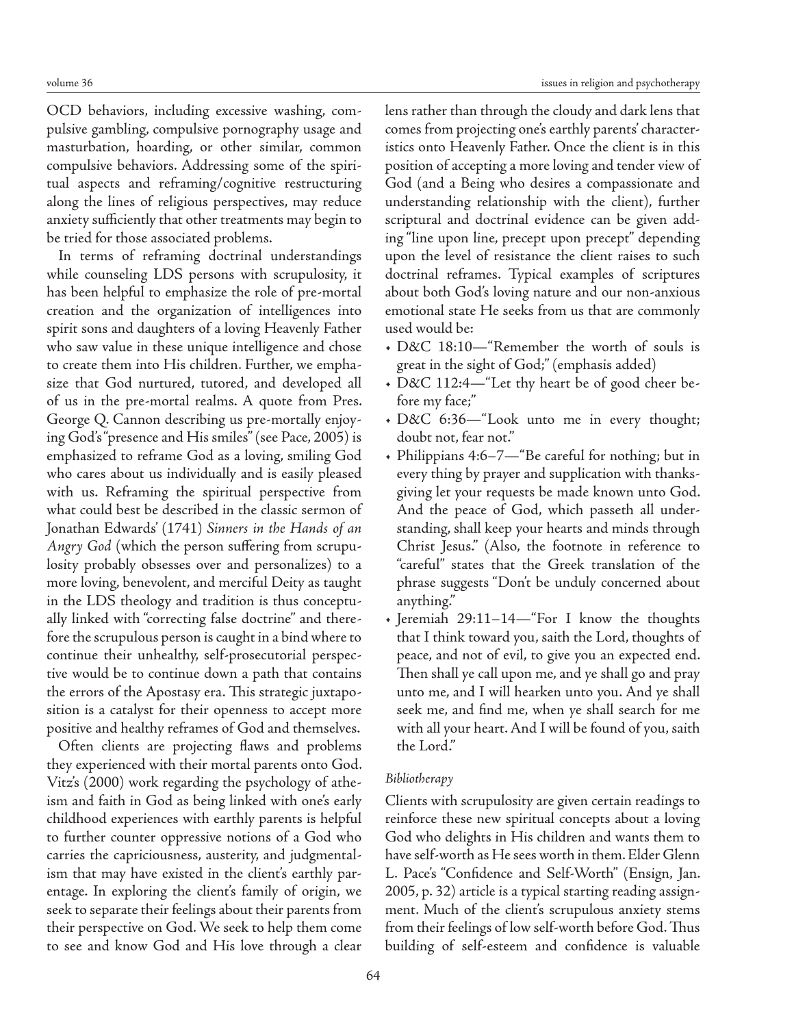OCD behaviors, including excessive washing, compulsive gambling, compulsive pornography usage and masturbation, hoarding, or other similar, common compulsive behaviors. Addressing some of the spiritual aspects and reframing/cognitive restructuring along the lines of religious perspectives, may reduce anxiety sufficiently that other treatments may begin to be tried for those associated problems.

In terms of reframing doctrinal understandings while counseling LDS persons with scrupulosity, it has been helpful to emphasize the role of pre-mortal creation and the organization of intelligences into spirit sons and daughters of a loving Heavenly Father who saw value in these unique intelligence and chose to create them into His children. Further, we emphasize that God nurtured, tutored, and developed all of us in the pre-mortal realms. A quote from Pres. George Q. Cannon describing us pre-mortally enjoying God's "presence and His smiles" (see Pace, 2005) is emphasized to reframe God as a loving, smiling God who cares about us individually and is easily pleased with us. Reframing the spiritual perspective from what could best be described in the classic sermon of Jonathan Edwards' (1741) *Sinners in the Hands of an Angry God* (which the person suffering from scrupulosity probably obsesses over and personalizes) to a more loving, benevolent, and merciful Deity as taught in the LDS theology and tradition is thus conceptually linked with "correcting false doctrine" and therefore the scrupulous person is caught in a bind where to continue their unhealthy, self-prosecutorial perspective would be to continue down a path that contains the errors of the Apostasy era. This strategic juxtaposition is a catalyst for their openness to accept more positive and healthy reframes of God and themselves.

Often clients are projecting flaws and problems they experienced with their mortal parents onto God. Vitz's (2000) work regarding the psychology of atheism and faith in God as being linked with one's early childhood experiences with earthly parents is helpful to further counter oppressive notions of a God who carries the capriciousness, austerity, and judgmentalism that may have existed in the client's earthly parentage. In exploring the client's family of origin, we seek to separate their feelings about their parents from their perspective on God. We seek to help them come to see and know God and His love through a clear lens rather than through the cloudy and dark lens that comes from projecting one's earthly parents' characteristics onto Heavenly Father. Once the client is in this position of accepting a more loving and tender view of God (and a Being who desires a compassionate and understanding relationship with the client), further scriptural and doctrinal evidence can be given adding "line upon line, precept upon precept" depending upon the level of resistance the client raises to such doctrinal reframes. Typical examples of scriptures about both God's loving nature and our non-anxious emotional state He seeks from us that are commonly used would be:

- D&C 18:10—"Remember the worth of souls is great in the sight of God;" (emphasis added)
- D&C 112:4—"Let thy heart be of good cheer before my face;"
- D&C 6:36—"Look unto me in every thought; doubt not, fear not."
- Philippians 4:6–7—"Be careful for nothing; but in every thing by prayer and supplication with thanksgiving let your requests be made known unto God. And the peace of God, which passeth all understanding, shall keep your hearts and minds through Christ Jesus." (Also, the footnote in reference to "careful" states that the Greek translation of the phrase suggests "Don't be unduly concerned about anything."
- Jeremiah 29:11–14—"For I know the thoughts that I think toward you, saith the Lord, thoughts of peace, and not of evil, to give you an expected end. Then shall ye call upon me, and ye shall go and pray unto me, and I will hearken unto you. And ye shall seek me, and find me, when ye shall search for me with all your heart. And I will be found of you, saith the Lord."

### *Bibliotherapy*

Clients with scrupulosity are given certain readings to reinforce these new spiritual concepts about a loving God who delights in His children and wants them to have self-worth as He sees worth in them. Elder Glenn L. Pace's "Confidence and Self-Worth" (Ensign, Jan. 2005, p. 32) article is a typical starting reading assignment. Much of the client's scrupulous anxiety stems from their feelings of low self-worth before God. Thus building of self-esteem and confidence is valuable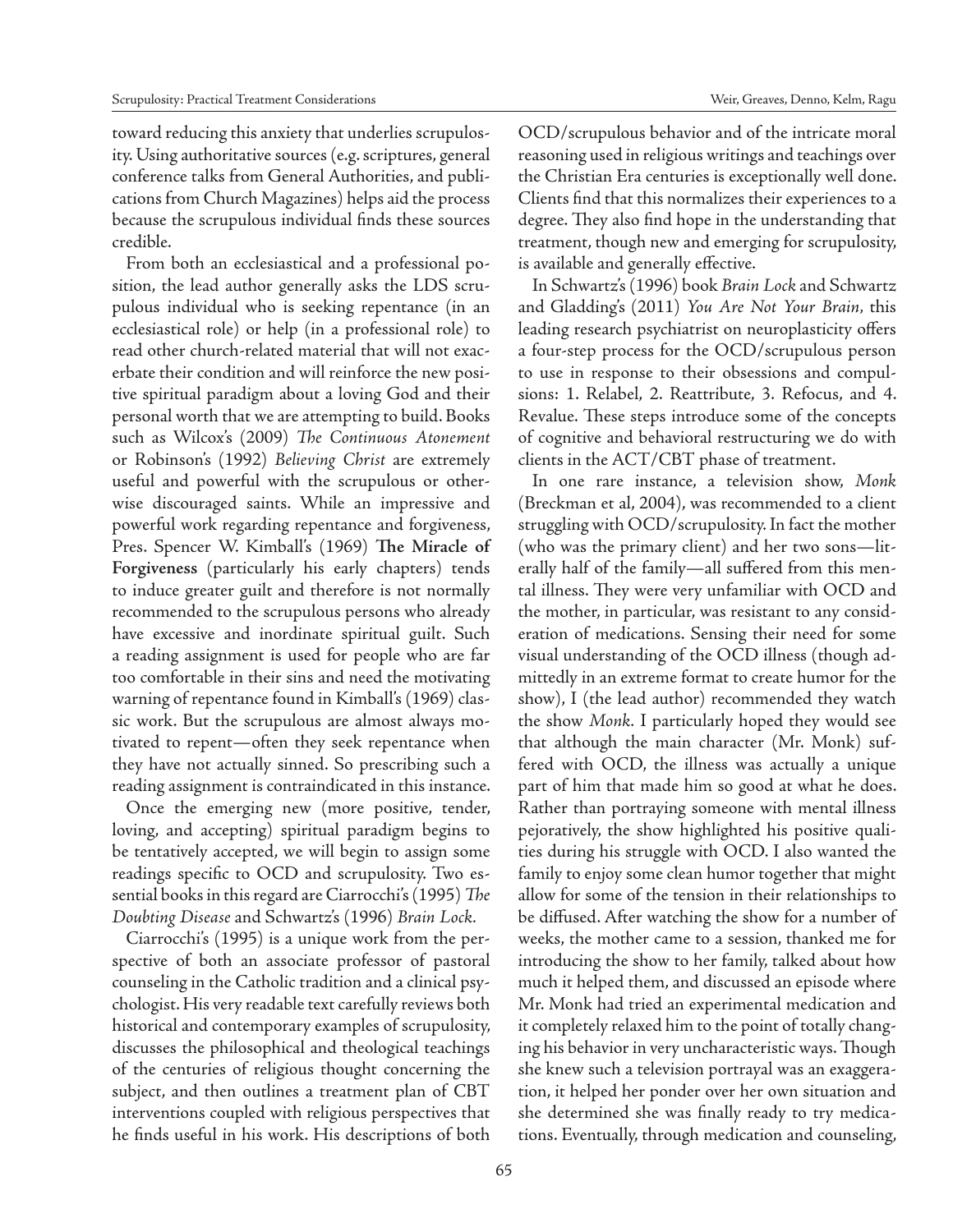toward reducing this anxiety that underlies scrupulosity. Using authoritative sources (e.g. scriptures, general conference talks from General Authorities, and publications from Church Magazines) helps aid the process because the scrupulous individual finds these sources credible.

From both an ecclesiastical and a professional position, the lead author generally asks the LDS scrupulous individual who is seeking repentance (in an ecclesiastical role) or help (in a professional role) to read other church-related material that will not exacerbate their condition and will reinforce the new positive spiritual paradigm about a loving God and their personal worth that we are attempting to build. Books such as Wilcox's (2009) *The Continuous Atonement* or Robinson's (1992) *Believing Christ* are extremely useful and powerful with the scrupulous or otherwise discouraged saints. While an impressive and powerful work regarding repentance and forgiveness, Pres. Spencer W. Kimball's (1969) **The Miracle of Forgiveness** (particularly his early chapters) tends to induce greater guilt and therefore is not normally recommended to the scrupulous persons who already have excessive and inordinate spiritual guilt. Such a reading assignment is used for people who are far too comfortable in their sins and need the motivating warning of repentance found in Kimball's (1969) classic work. But the scrupulous are almost always motivated to repent—often they seek repentance when they have not actually sinned. So prescribing such a reading assignment is contraindicated in this instance.

Once the emerging new (more positive, tender, loving, and accepting) spiritual paradigm begins to be tentatively accepted, we will begin to assign some readings specific to OCD and scrupulosity. Two essential books in this regard are Ciarrocchi's (1995) *The Doubting Disease* and Schwartz's (1996) *Brain Lock*.

Ciarrocchi's (1995) is a unique work from the perspective of both an associate professor of pastoral counseling in the Catholic tradition and a clinical psychologist. His very readable text carefully reviews both historical and contemporary examples of scrupulosity, discusses the philosophical and theological teachings of the centuries of religious thought concerning the subject, and then outlines a treatment plan of CBT interventions coupled with religious perspectives that he finds useful in his work. His descriptions of both OCD/scrupulous behavior and of the intricate moral reasoning used in religious writings and teachings over the Christian Era centuries is exceptionally well done. Clients find that this normalizes their experiences to a degree. They also find hope in the understanding that treatment, though new and emerging for scrupulosity, is available and generally effective.

In Schwartz's (1996) book *Brain Lock* and Schwartz and Gladding's (2011) *You Are Not Your Brain*, this leading research psychiatrist on neuroplasticity offers a four-step process for the OCD/scrupulous person to use in response to their obsessions and compulsions: 1. Relabel, 2. Reattribute, 3. Refocus, and 4. Revalue. These steps introduce some of the concepts of cognitive and behavioral restructuring we do with clients in the ACT/CBT phase of treatment.

In one rare instance, a television show, *Monk* (Breckman et al, 2004), was recommended to a client struggling with OCD/scrupulosity. In fact the mother (who was the primary client) and her two sons—literally half of the family—all suffered from this mental illness. They were very unfamiliar with OCD and the mother, in particular, was resistant to any consideration of medications. Sensing their need for some visual understanding of the OCD illness (though admittedly in an extreme format to create humor for the show), I (the lead author) recommended they watch the show *Monk*. I particularly hoped they would see that although the main character (Mr. Monk) suffered with OCD, the illness was actually a unique part of him that made him so good at what he does. Rather than portraying someone with mental illness pejoratively, the show highlighted his positive qualities during his struggle with OCD. I also wanted the family to enjoy some clean humor together that might allow for some of the tension in their relationships to be diffused. After watching the show for a number of weeks, the mother came to a session, thanked me for introducing the show to her family, talked about how much it helped them, and discussed an episode where Mr. Monk had tried an experimental medication and it completely relaxed him to the point of totally changing his behavior in very uncharacteristic ways. Though she knew such a television portrayal was an exaggeration, it helped her ponder over her own situation and she determined she was finally ready to try medications. Eventually, through medication and counseling,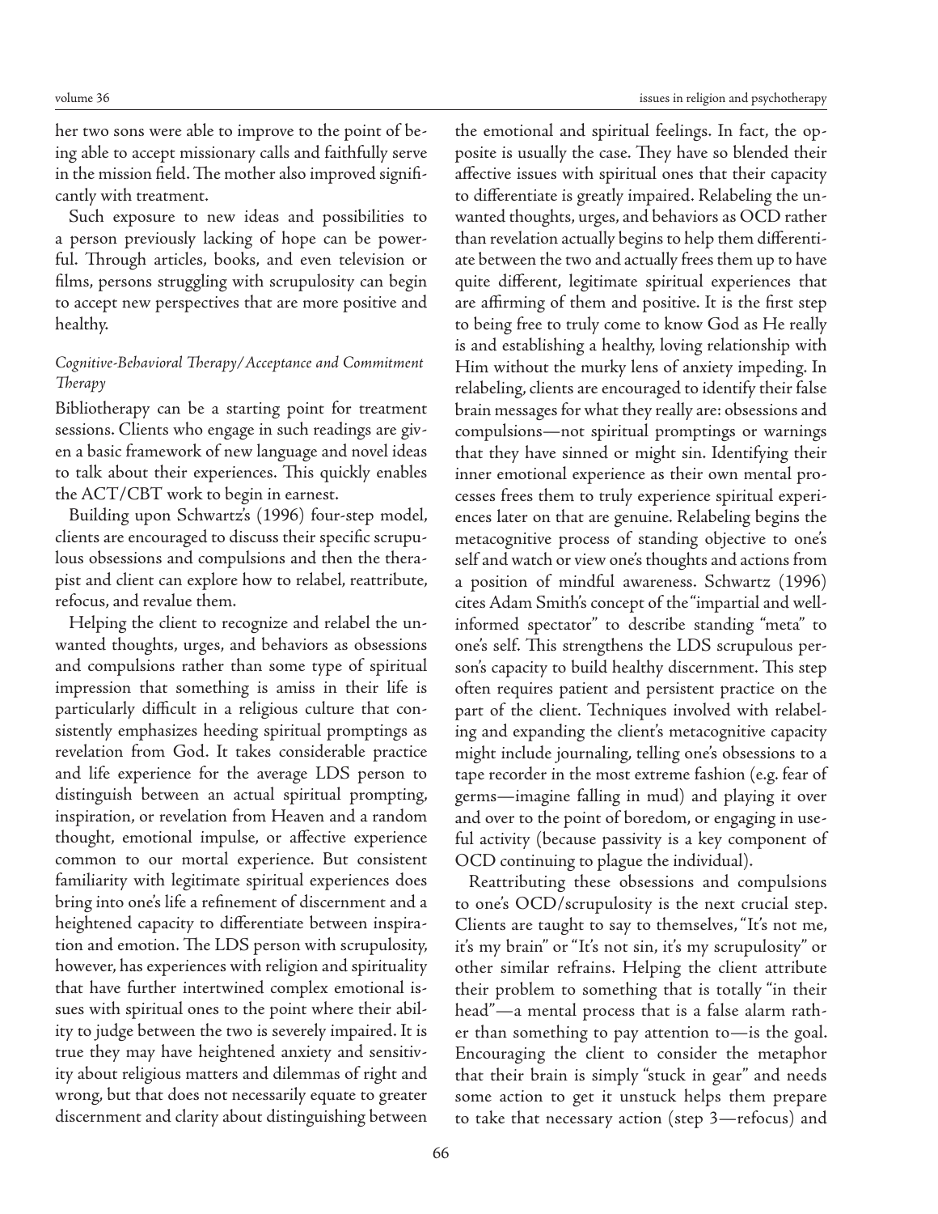her two sons were able to improve to the point of being able to accept missionary calls and faithfully serve in the mission field. The mother also improved significantly with treatment.

Such exposure to new ideas and possibilities to a person previously lacking of hope can be powerful. Through articles, books, and even television or films, persons struggling with scrupulosity can begin to accept new perspectives that are more positive and healthy.

### *Cognitive-Behavioral Therapy/Acceptance and Commitment Therapy*

Bibliotherapy can be a starting point for treatment sessions. Clients who engage in such readings are given a basic framework of new language and novel ideas to talk about their experiences. This quickly enables the ACT/CBT work to begin in earnest.

Building upon Schwartz's (1996) four-step model, clients are encouraged to discuss their specific scrupulous obsessions and compulsions and then the therapist and client can explore how to relabel, reattribute, refocus, and revalue them.

Helping the client to recognize and relabel the unwanted thoughts, urges, and behaviors as obsessions and compulsions rather than some type of spiritual impression that something is amiss in their life is particularly difficult in a religious culture that consistently emphasizes heeding spiritual promptings as revelation from God. It takes considerable practice and life experience for the average LDS person to distinguish between an actual spiritual prompting, inspiration, or revelation from Heaven and a random thought, emotional impulse, or affective experience common to our mortal experience. But consistent familiarity with legitimate spiritual experiences does bring into one's life a refinement of discernment and a heightened capacity to differentiate between inspiration and emotion. The LDS person with scrupulosity, however, has experiences with religion and spirituality that have further intertwined complex emotional issues with spiritual ones to the point where their ability to judge between the two is severely impaired. It is true they may have heightened anxiety and sensitivity about religious matters and dilemmas of right and wrong, but that does not necessarily equate to greater discernment and clarity about distinguishing between the emotional and spiritual feelings. In fact, the opposite is usually the case. They have so blended their affective issues with spiritual ones that their capacity to differentiate is greatly impaired. Relabeling the unwanted thoughts, urges, and behaviors as OCD rather than revelation actually begins to help them differentiate between the two and actually frees them up to have quite different, legitimate spiritual experiences that are affirming of them and positive. It is the first step to being free to truly come to know God as He really is and establishing a healthy, loving relationship with Him without the murky lens of anxiety impeding. In relabeling, clients are encouraged to identify their false brain messages for what they really are: obsessions and compulsions—not spiritual promptings or warnings that they have sinned or might sin. Identifying their inner emotional experience as their own mental processes frees them to truly experience spiritual experiences later on that are genuine. Relabeling begins the metacognitive process of standing objective to one's self and watch or view one's thoughts and actions from a position of mindful awareness. Schwartz (1996) cites Adam Smith's concept of the "impartial and well-informed spectator" to describe standing "meta" to one's self. This strengthens the LDS scrupulous person's capacity to build healthy discernment. This step often requires patient and persistent practice on the part of the client. Techniques involved with relabeling and expanding the client's metacognitive capacity might include journaling, telling one's obsessions to a tape recorder in the most extreme fashion (e.g. fear of germs—imagine falling in mud) and playing it over and over to the point of boredom, or engaging in useful activity (because passivity is a key component of OCD continuing to plague the individual).

Reattributing these obsessions and compulsions to one's OCD/scrupulosity is the next crucial step. Clients are taught to say to themselves, "It's not me, it's my brain" or "It's not sin, it's my scrupulosity" or other similar refrains. Helping the client attribute their problem to something that is totally "in their head"—a mental process that is a false alarm rather than something to pay attention to—is the goal. Encouraging the client to consider the metaphor that their brain is simply "stuck in gear" and needs some action to get it unstuck helps them prepare to take that necessary action (step 3—refocus) and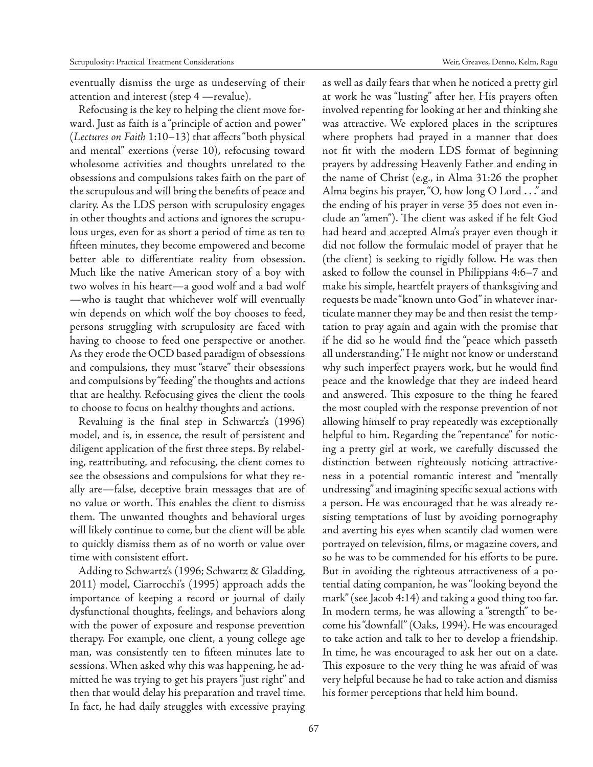eventually dismiss the urge as undeserving of their attention and interest (step 4 —revalue).

Refocusing is the key to helping the client move forward. Just as faith is a "principle of action and power" (*Lectures on Faith* 1:10–13) that affects "both physical and mental" exertions (verse 10), refocusing toward wholesome activities and thoughts unrelated to the obsessions and compulsions takes faith on the part of the scrupulous and will bring the benefits of peace and clarity. As the LDS person with scrupulosity engages in other thoughts and actions and ignores the scrupulous urges, even for as short a period of time as ten to fifteen minutes, they become empowered and become better able to differentiate reality from obsession. Much like the native American story of a boy with two wolves in his heart—a good wolf and a bad wolf—who is taught that whichever wolf will eventually win depends on which wolf the boy chooses to feed, persons struggling with scrupulosity are faced with having to choose to feed one perspective or another. As they erode the OCD based paradigm of obsessions and compulsions, they must "starve" their obsessions and compulsions by "feeding" the thoughts and actions that are healthy. Refocusing gives the client the tools to choose to focus on healthy thoughts and actions.

Revaluing is the final step in Schwartz's (1996) model, and is, in essence, the result of persistent and diligent application of the first three steps. By relabeling, reattributing, and refocusing, the client comes to see the obsessions and compulsions for what they really are—false, deceptive brain messages that are of no value or worth. This enables the client to dismiss them. The unwanted thoughts and behavioral urges will likely continue to come, but the client will be able to quickly dismiss them as of no worth or value over time with consistent effort.

Adding to Schwartz's (1996; Schwartz & Gladding, 2011) model, Ciarrocchi's (1995) approach adds the importance of keeping a record or journal of daily dysfunctional thoughts, feelings, and behaviors along with the power of exposure and response prevention therapy. For example, one client, a young college age man, was consistently ten to fifteen minutes late to sessions. When asked why this was happening, he admitted he was trying to get his prayers "just right" and then that would delay his preparation and travel time. In fact, he had daily struggles with excessive praying as well as daily fears that when he noticed a pretty girl at work he was "lusting" after her. His prayers often involved repenting for looking at her and thinking she was attractive. We explored places in the scriptures where prophets had prayed in a manner that does not fit with the modern LDS format of beginning prayers by addressing Heavenly Father and ending in the name of Christ (e.g., in Alma 31:26 the prophet Alma begins his prayer, "O, how long O Lord . . ." and the ending of his prayer in verse 35 does not even include an "amen"). The client was asked if he felt God had heard and accepted Alma's prayer even though it did not follow the formulaic model of prayer that he (the client) is seeking to rigidly follow. He was then asked to follow the counsel in Philippians 4:6–7 and make his simple, heartfelt prayers of thanksgiving and requests be made "known unto God" in whatever inarticulate manner they may be and then resist the temptation to pray again and again with the promise that if he did so he would find the "peace which passeth all understanding." He might not know or understand why such imperfect prayers work, but he would find peace and the knowledge that they are indeed heard and answered. This exposure to the thing he feared the most coupled with the response prevention of not allowing himself to pray repeatedly was exceptionally helpful to him. Regarding the "repentance" for noticing a pretty girl at work, we carefully discussed the distinction between righteously noticing attractiveness in a potential romantic interest and "mentally undressing" and imagining specific sexual actions with a person. He was encouraged that he was already resisting temptations of lust by avoiding pornography and averting his eyes when scantily clad women were portrayed on television, films, or magazine covers, and so he was to be commended for his efforts to be pure. But in avoiding the righteous attractiveness of a potential dating companion, he was "looking beyond the mark" (see Jacob 4:14) and taking a good thing too far. In modern terms, he was allowing a "strength" to become his "downfall" (Oaks, 1994). He was encouraged to take action and talk to her to develop a friendship. In time, he was encouraged to ask her out on a date. This exposure to the very thing he was afraid of was very helpful because he had to take action and dismiss his former perceptions that held him bound.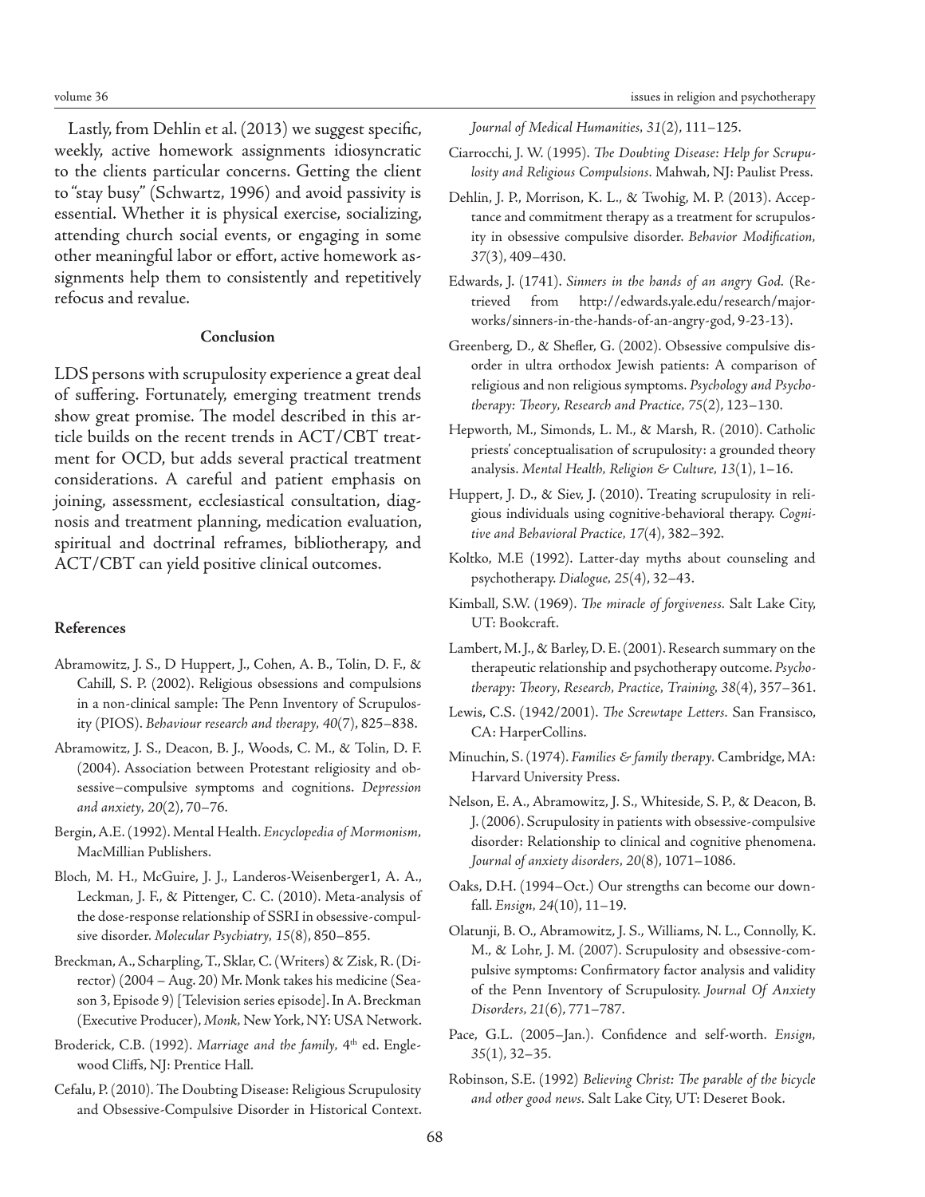Lastly, from Dehlin et al. (2013) we suggest specific, weekly, active homework assignments idiosyncratic to the clients particular concerns. Getting the client to "stay busy" (Schwartz, 1996) and avoid passivity is essential. Whether it is physical exercise, socializing, attending church social events, or engaging in some other meaningful labor or effort, active homework assignments help them to consistently and repetitively refocus and revalue.

## Conclusion

LDS persons with scrupulosity experience a great deal of suffering. Fortunately, emerging treatment trends show great promise. The model described in this article builds on the recent trends in ACT/CBT treatment for OCD, but adds several practical treatment considerations. A careful and patient emphasis on joining, assessment, ecclesiastical consultation, diagnosis and treatment planning, medication evaluation, spiritual and doctrinal reframes, bibliotherapy, and ACT/CBT can yield positive clinical outcomes.

## References

Abramowitz, J. S., D Huppert, J., Cohen, A. B., Tolin, D. F., & Cahill, S. P. (2002). Religious obsessions and compulsions in a non-clinical sample: The Penn Inventory of Scrupulosity (PIOS). *Behaviour research and therapy, 40*(7), 825–838.

Abramowitz, J. S., Deacon, B. J., Woods, C. M., & Tolin, D. F. (2004). Association between Protestant religiosity and obsessive–compulsive symptoms and cognitions. *Depression and anxiety, 20*(2), 70–76.

Bergin, A.E. (1992). Mental Health. *Encyclopedia of Mormonism*, MacMillian Publishers.

Bloch, M. H., McGuire, J. J., Landeros-Weisenberger1, A. A., Leckman, J. F., & Pittenger, C. C. (2010). Meta-analysis of the dose-response relationship of SSRI in obsessive-compulsive disorder. *Molecular Psychiatry, 15*(8), 850–855.

Breckman, A., Scharpling, T., Sklar, C. (Writers) & Zisk, R. (Director) (2004 – Aug. 20) Mr. Monk takes his medicine (Season 3, Episode 9) [Television series episode]. In A. Breckman (Executive Producer), *Monk*, New York, NY: USA Network.

Broderick, C.B. (1992). *Marriage and the family*, 4th ed. Englewood Cliffs, NJ: Prentice Hall.

Cefalu, P. (2010). The Doubting Disease: Religious Scrupulosity and Obsessive-Compulsive Disorder in Historical Context. *Journal of Medical Humanities, 31*(2), 111–125.

Ciarrocchi, J. W. (1995). *The Doubting Disease: Help for Scrupulosity and Religious Compulsions*. Mahwah, NJ: Paulist Press.

Dehlin, J. P., Morrison, K. L., & Twohig, M. P. (2013). Acceptance and commitment therapy as a treatment for scrupulosity in obsessive compulsive disorder. *Behavior Modification, 37*(3), 409–430.

Edwards, J. (1741). *Sinners in the hands of an angry God*. (Retrieved from http://edwards.yale.edu/research/major-works/sinners-in-the-hands-of-an-angry-god, 9-23-13).

Greenberg, D., & Shefler, G. (2002). Obsessive compulsive disorder in ultra orthodox Jewish patients: A comparison of religious and non religious symptoms. *Psychology and Psychotherapy: Theory, Research and Practice, 75*(2), 123–130.

Hepworth, M., Simonds, L. M., & Marsh, R. (2010). Catholic priests' conceptualisation of scrupulosity: a grounded theory analysis. *Mental Health, Religion & Culture, 13*(1), 1–16.

Huppert, J. D., & Siev, J. (2010). Treating scrupulosity in religious individuals using cognitive-behavioral therapy. *Cognitive and Behavioral Practice, 17*(4), 382–392.

Koltko, M.E (1992). Latter-day myths about counseling and psychotherapy. *Dialogue, 25*(4), 32–43.

Kimball, S.W. (1969). *The miracle of forgiveness*. Salt Lake City, UT: Bookcraft.

Lambert, M. J., & Barley, D. E. (2001). Research summary on the therapeutic relationship and psychotherapy outcome. *Psychotherapy: Theory, Research, Practice, Training, 38*(4), 357–361.

Lewis, C.S. (1942/2001). *The Screwtape Letters*. San Fransisco, CA: HarperCollins.

Minuchin, S. (1974). *Families & family therapy*. Cambridge, MA: Harvard University Press.

Nelson, E. A., Abramowitz, J. S., Whiteside, S. P., & Deacon, B. J. (2006). Scrupulosity in patients with obsessive-compulsive disorder: Relationship to clinical and cognitive phenomena. *Journal of anxiety disorders, 20*(8), 1071–1086.

Oaks, D.H. (1994–Oct.) Our strengths can become our downfall. *Ensign, 24*(10), 11–19.

Olatunji, B. O., Abramowitz, J. S., Williams, N. L., Connolly, K. M., & Lohr, J. M. (2007). Scrupulosity and obsessive-compulsive symptoms: Confirmatory factor analysis and validity of the Penn Inventory of Scrupulosity. *Journal Of Anxiety Disorders, 21*(6), 771–787.

Pace, G.L. (2005–Jan.). Confidence and self-worth. *Ensign, 35*(1), 32–35.

Robinson, S.E. (1992) *Believing Christ: The parable of the bicycle and other good news*. Salt Lake City, UT: Deseret Book.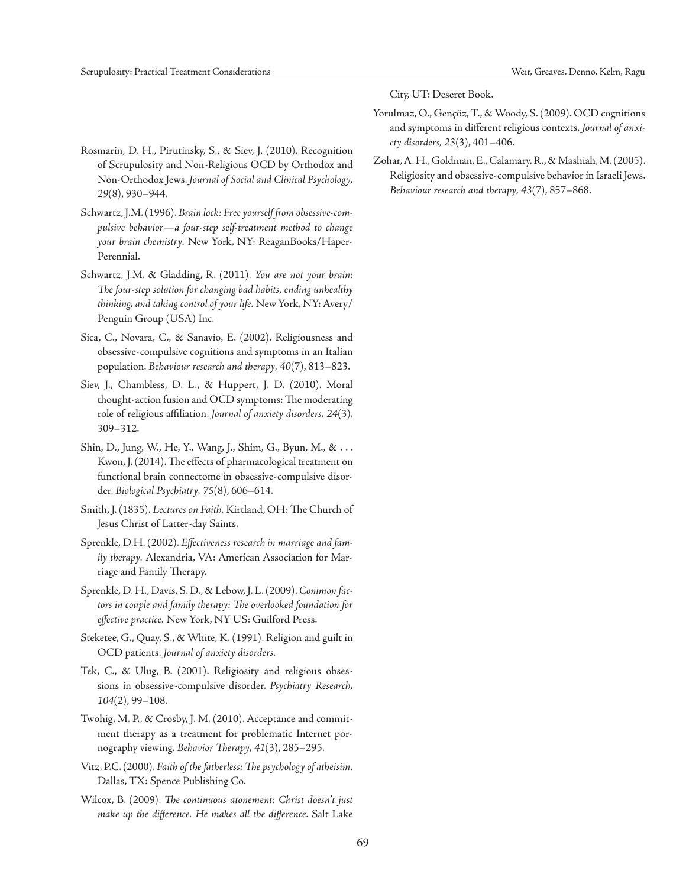Rosmarin, D. H., Pirutinsky, S., & Siev, J. (2010). Recognition of Scrupulosity and Non-Religious OCD by Orthodox and Non-Orthodox Jews. *Journal of Social and Clinical Psychology, 29*(8), 930–944.

Schwartz, J.M. (1996). *Brain lock: Free yourself from obsessive-compulsive behavior—a four-step self-treatment method to change your brain chemistry*. New York, NY: ReaganBooks/HaperPerennial.

Schwartz, J.M. & Gladding, R. (2011). *You are not your brain: The four-step solution for changing bad habits, ending unhealthy thinking, and taking control of your life.* New York, NY: Avery/Penguin Group (USA) Inc.

Sica, C., Novara, C., & Sanavio, E. (2002). Religiousness and obsessive-compulsive cognitions and symptoms in an Italian population. *Behaviour research and therapy, 40*(7), 813–823.

Siev, J., Chambless, D. L., & Huppert, J. D. (2010). Moral thought-action fusion and OCD symptoms: The moderating role of religious affiliation. *Journal of anxiety disorders, 24*(3), 309–312.

Shin, D., Jung, W., He, Y., Wang, J., Shim, G., Byun, M., & . . . Kwon, J. (2014). The effects of pharmacological treatment on functional brain connectome in obsessive-compulsive disorder. *Biological Psychiatry, 75*(8), 606–614.

Smith, J. (1835). *Lectures on Faith.* Kirtland, OH: The Church of Jesus Christ of Latter-day Saints.

Sprenkle, D.H. (2002). *Effectiveness research in marriage and family therapy.* Alexandria, VA: American Association for Marriage and Family Therapy.

Sprenkle, D. H., Davis, S. D., & Lebow, J. L. (2009). *Common factors in couple and family therapy: The overlooked foundation for effective practice.* New York, NY US: Guilford Press.

Steketee, G., Quay, S., & White, K. (1991). Religion and guilt in OCD patients. *Journal of anxiety disorders.*

Tek, C., & Ulug, B. (2001). Religiosity and religious obsessions in obsessive-compulsive disorder. *Psychiatry Research, 104*(2), 99–108.

Twohig, M. P., & Crosby, J. M. (2010). Acceptance and commitment therapy as a treatment for problematic Internet pornography viewing. *Behavior Therapy, 41*(3), 285–295.

Vitz, P.C. (2000). *Faith of the fatherless: The psychology of atheisim*. Dallas, TX: Spence Publishing Co.

Wilcox, B. (2009). *The continuous atonement: Christ doesn't just make up the difference. He makes all the difference.* Salt Lake City, UT: Deseret Book.

Yorulmaz, O., Gençöz, T., & Woody, S. (2009). OCD cognitions and symptoms in different religious contexts. *Journal of anxiety disorders, 23*(3), 401–406.

Zohar, A. H., Goldman, E., Calamary, R., & Mashiah, M. (2005). Religiosity and obsessive-compulsive behavior in Israeli Jews. *Behaviour research and therapy, 43*(7), 857–868.